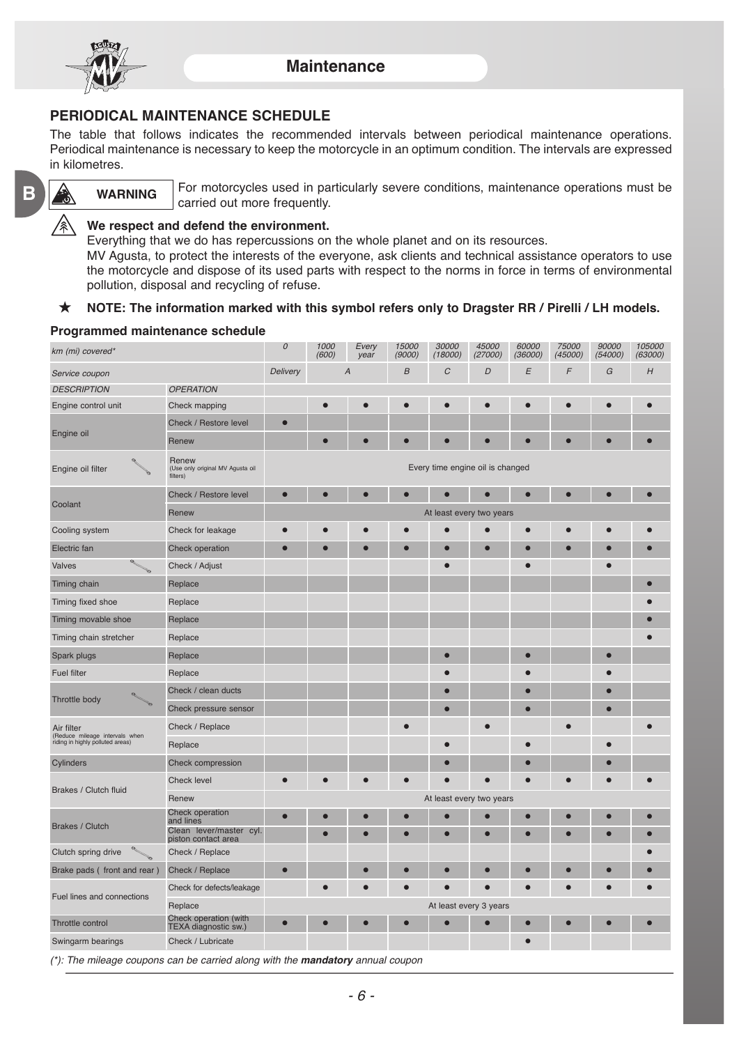## PERIODICAL MAINTENANCE SCHEDULE

The table that follows indicates the recommended intervals between periodical maintenance operations. Periodical maintenance is necessary to keep the motorcycle in an optimum condition. The intervals are expressed in kilometres.

**WARNING** For motorcycles used in particularly severe conditions, maintenance operations must be carried out more frequently.

**We respect and defend the environment.**
Everything that we do has repercussions on the whole planet and on its resources.
MV Agusta, to protect the interests of the everyone, ask clients and technical assistance operators to use the motorcycle and dispose of its used parts with respect to the norms in force in terms of environmental pollution, disposal and recycling of refuse.

★ **NOTE: The information marked with this symbol refers only to Dragster RR / Pirelli / LH models.**

### Programmed maintenance schedule

| *km (mi) covered** | | *0* | *1000 (600)* | *Every year* | *15000 (9000)* | *30000 (18000)* | *45000 (27000)* | *60000 (36000)* | *75000 (45000)* | *90000 (54000)* | *105000 (63000)* |
|---|---|---|---|---|---|---|---|---|---|---|---|
| *Service coupon* | | *Delivery* | *A* | | *B* | *C* | *D* | *E* | *F* | *G* | *H* |
| *DESCRIPTION* | *OPERATION* | | | | | | | | | | |
| Engine control unit | Check mapping | | ● | ● | ● | ● | ● | ● | ● | ● | ● |
| Engine oil | Check / Restore level | ● | | | | | | | | | |
| | Renew | | ● | ● | ● | ● | ● | ● | ● | ● | ● |
| Engine oil filter | Renew (Use only original MV Agusta oil filters) | Every time engine oil is changed | | | | | | | | | |
| Coolant | Check / Restore level | ● | ● | ● | ● | ● | ● | ● | ● | ● | ● |
| | Renew | At least every two years | | | | | | | | | |
| Cooling system | Check for leakage | ● | ● | ● | ● | ● | ● | ● | ● | ● | ● |
| Electric fan | Check operation | ● | ● | ● | ● | ● | ● | ● | ● | ● | ● |
| Valves | Check / Adjust | | | | | ● | | ● | | ● | |
| Timing chain | Replace | | | | | | | | | | ● |
| Timing fixed shoe | Replace | | | | | | | | | | ● |
| Timing movable shoe | Replace | | | | | | | | | | ● |
| Timing chain stretcher | Replace | | | | | | | | | | ● |
| Spark plugs | Replace | | | | | ● | | ● | | ● | |
| Fuel filter | Replace | | | | | ● | | ● | | ● | |
| Throttle body | Check / clean ducts | | | | | ● | | ● | | ● | |
| | Check pressure sensor | | | | | ● | | ● | | ● | |
| Air filter (Reduce mileage intervals when riding in highly polluted areas) | Check / Replace | | | | ● | | ● | | ● | | ● |
| | Replace | | | | | ● | | ● | | ● | |
| Cylinders | Check compression | | | | | ● | | ● | | ● | |
| Brakes / Clutch fluid | Check level | ● | ● | ● | ● | ● | ● | ● | ● | ● | ● |
| | Renew | At least every two years | | | | | | | | | |
| Brakes / Clutch | Check operation and lines | ● | ● | ● | ● | ● | ● | ● | ● | ● | ● |
| | Clean lever/master cyl. piston contact area | | ● | ● | ● | ● | ● | ● | ● | ● | ● |
| Clutch spring drive | Check / Replace | | | | | | | | | | ● |
| Brake pads ( front and rear ) | Check / Replace | ● | | ● | ● | ● | ● | ● | ● | ● | ● |
| Fuel lines and connections | Check for defects/leakage | | ● | ● | ● | ● | ● | ● | ● | ● | ● |
| | Replace | At least every 3 years | | | | | | | | | |
| Throttle control | Check operation (with TEXA diagnostic sw.) | ● | ● | ● | ● | ● | ● | ● | ● | ● | ● |
| Swingarm bearings | Check / Lubricate | | | | | | | ● | | | |

*(*): The mileage coupons can be carried along with the **mandatory** annual coupon*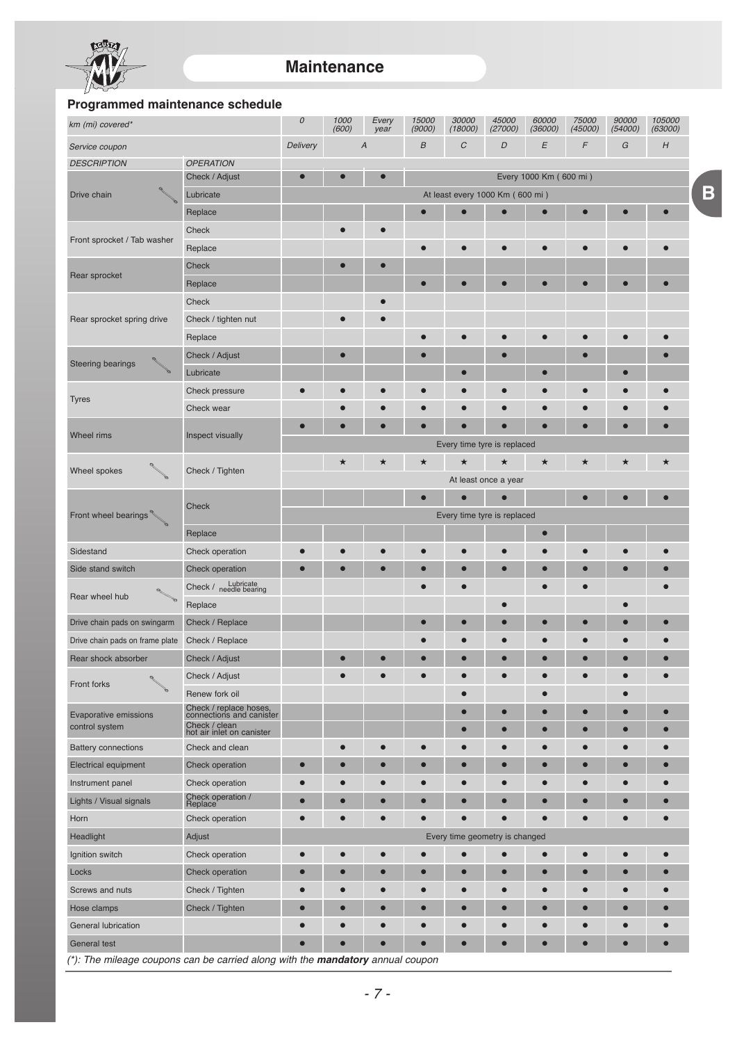## Maintenance

### Programmed maintenance schedule

| km (mi) covered* | | 0 | 1000 (600) | Every year | 15000 (9000) | 30000 (18000) | 45000 (27000) | 60000 (36000) | 75000 (45000) | 90000 (54000) | 105000 (63000) |
|---|---|---|---|---|---|---|---|---|---|---|---|
| Service coupon | | Delivery | A | | B | C | D | E | F | G | H |
| DESCRIPTION | OPERATION | | | | | | | | | | |
| Drive chain | Check / Adjust | ● | ● | ● | Every 1000 Km ( 600 mi ) | | | | | | |
| | Lubricate | At least every 1000 Km ( 600 mi ) | | | | | | | | | |
| | Replace | | | | ● | ● | ● | ● | ● | ● | ● |
| Front sprocket / Tab washer | Check | | ● | ● | | | | | | | |
| | Replace | | | | ● | ● | ● | ● | ● | ● | ● |
| Rear sprocket | Check | | ● | ● | | | | | | | |
| | Replace | | | | ● | ● | ● | ● | ● | ● | ● |
| Rear sprocket spring drive | Check | | | ● | | | | | | | |
| | Check / tighten nut | | ● | ● | | | | | | | |
| | Replace | | | | ● | ● | ● | ● | ● | ● | ● |
| Steering bearings | Check / Adjust | | ● | | ● | | ● | | ● | | ● |
| | Lubricate | | | | | ● | | ● | | ● | |
| Tyres | Check pressure | ● | ● | ● | ● | ● | ● | ● | ● | ● | ● |
| | Check wear | | ● | ● | ● | ● | ● | ● | ● | ● | ● |
| Wheel rims | Inspect visually | ● | ● | ● | ● | ● | ● | ● | ● | ● | ● |
| | | Every time tyre is replaced | | | | | | | | | |
| Wheel spokes | Check / Tighten | | ★ | ★ | ★ | ★ | ★ | ★ | ★ | ★ | ★ |
| | | At least once a year | | | | | | | | | |
| Front wheel bearings | Check | | | | ● | ● | ● | | ● | ● | ● |
| | | Every time tyre is replaced | | | | | | | | | |
| | Replace | | | | | | | ● | | | |
| Sidestand | Check operation | ● | ● | ● | ● | ● | ● | ● | ● | ● | ● |
| Side stand switch | Check operation | ● | ● | ● | ● | ● | ● | ● | ● | ● | ● |
| Rear wheel hub | Check / Lubricate needle bearing | | | | ● | ● | | ● | ● | | ● |
| | Replace | | | | | | ● | | | ● | |
| Drive chain pads on swingarm | Check / Replace | | | | ● | ● | ● | ● | ● | ● | ● |
| Drive chain pads on frame plate | Check / Replace | | | | ● | ● | ● | ● | ● | ● | ● |
| Rear shock absorber | Check / Adjust | | ● | ● | ● | ● | ● | ● | ● | ● | ● |
| Front forks | Check / Adjust | | ● | ● | ● | ● | ● | ● | ● | ● | ● |
| | Renew fork oil | | | | | ● | | ● | | ● | |
| Evaporative emissions control system | Check / replace hoses, connections and canister | | | | | ● | ● | ● | ● | ● | ● |
| | Check / clean hot air inlet on canister | | | | | ● | ● | ● | ● | ● | ● |
| Battery connections | Check and clean | | ● | ● | ● | ● | ● | ● | ● | ● | ● |
| Electrical equipment | Check operation | ● | ● | ● | ● | ● | ● | ● | ● | ● | ● |
| Instrument panel | Check operation | ● | ● | ● | ● | ● | ● | ● | ● | ● | ● |
| Lights / Visual signals | Check operation / Replace | ● | ● | ● | ● | ● | ● | ● | ● | ● | ● |
| Horn | Check operation | ● | ● | ● | ● | ● | ● | ● | ● | ● | ● |
| Headlight | Adjust | Every time geometry is changed | | | | | | | | | |
| Ignition switch | Check operation | ● | ● | ● | ● | ● | ● | ● | ● | ● | ● |
| Locks | Check operation | ● | ● | ● | ● | ● | ● | ● | ● | ● | ● |
| Screws and nuts | Check / Tighten | ● | ● | ● | ● | ● | ● | ● | ● | ● | ● |
| Hose clamps | Check / Tighten | ● | ● | ● | ● | ● | ● | ● | ● | ● | ● |
| General lubrication | | ● | ● | ● | ● | ● | ● | ● | ● | ● | ● |
| General test | | ● | ● | ● | ● | ● | ● | ● | ● | ● | ● |

*(\*): The mileage coupons can be carried along with the **mandatory** annual coupon*